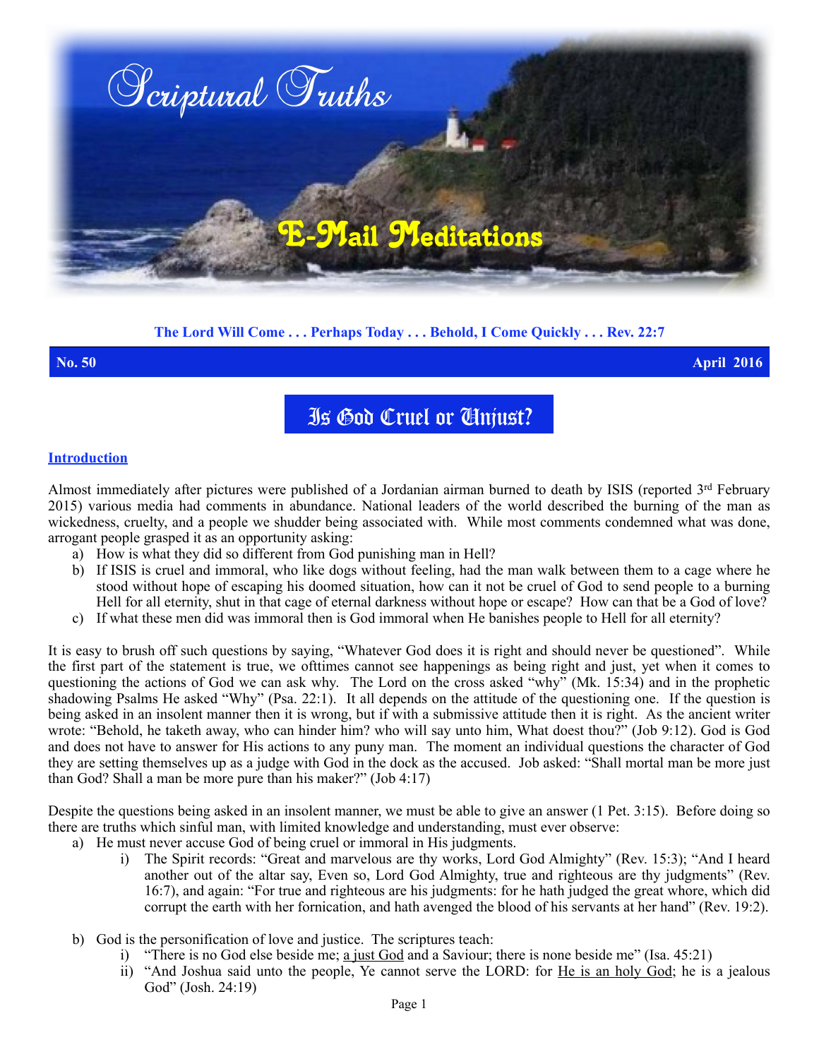# Scriptural Truths

## E-Mail Meditations

**The Lord Will Come . . . Perhaps Today . . . Behold, I Come Quickly . . . Rev. 22:7**

**No. 50** **April 2016**

# Is God Cruel or Unjust?

## Introduction

Almost immediately after pictures were published of a Jordanian airman burned to death by ISIS (reported 3rd February 2015) various media had comments in abundance. National leaders of the world described the burning of the man as wickedness, cruelty, and a people we shudder being associated with. While most comments condemned what was done, arrogant people grasped it as an opportunity asking:

a) How is what they did so different from God punishing man in Hell?
b) If ISIS is cruel and immoral, who like dogs without feeling, had the man walk between them to a cage where he stood without hope of escaping his doomed situation, how can it not be cruel of God to send people to a burning Hell for all eternity, shut in that cage of eternal darkness without hope or escape? How can that be a God of love?
c) If what these men did was immoral then is God immoral when He banishes people to Hell for all eternity?

It is easy to brush off such questions by saying, "Whatever God does it is right and should never be questioned". While the first part of the statement is true, we ofttimes cannot see happenings as being right and just, yet when it comes to questioning the actions of God we can ask why. The Lord on the cross asked "why" (Mk. 15:34) and in the prophetic shadowing Psalms He asked "Why" (Psa. 22:1). It all depends on the attitude of the questioning one. If the question is being asked in an insolent manner then it is wrong, but if with a submissive attitude then it is right. As the ancient writer wrote: "Behold, he taketh away, who can hinder him? who will say unto him, What doest thou?" (Job 9:12). God is God and does not have to answer for His actions to any puny man. The moment an individual questions the character of God they are setting themselves up as a judge with God in the dock as the accused. Job asked: "Shall mortal man be more just than God? Shall a man be more pure than his maker?" (Job 4:17)

Despite the questions being asked in an insolent manner, we must be able to give an answer (1 Pet. 3:15). Before doing so there are truths which sinful man, with limited knowledge and understanding, must ever observe:

a) He must never accuse God of being cruel or immoral in His judgments.
   i) The Spirit records: "Great and marvelous are thy works, Lord God Almighty" (Rev. 15:3); "And I heard another out of the altar say, Even so, Lord God Almighty, true and righteous are thy judgments" (Rev. 16:7), and again: "For true and righteous are his judgments: for he hath judged the great whore, which did corrupt the earth with her fornication, and hath avenged the blood of his servants at her hand" (Rev. 19:2).

b) God is the personification of love and justice. The scriptures teach:
   i) "There is no God else beside me; a just God and a Saviour; there is none beside me" (Isa. 45:21)
   ii) "And Joshua said unto the people, Ye cannot serve the LORD: for He is an holy God; he is a jealous God" (Josh. 24:19)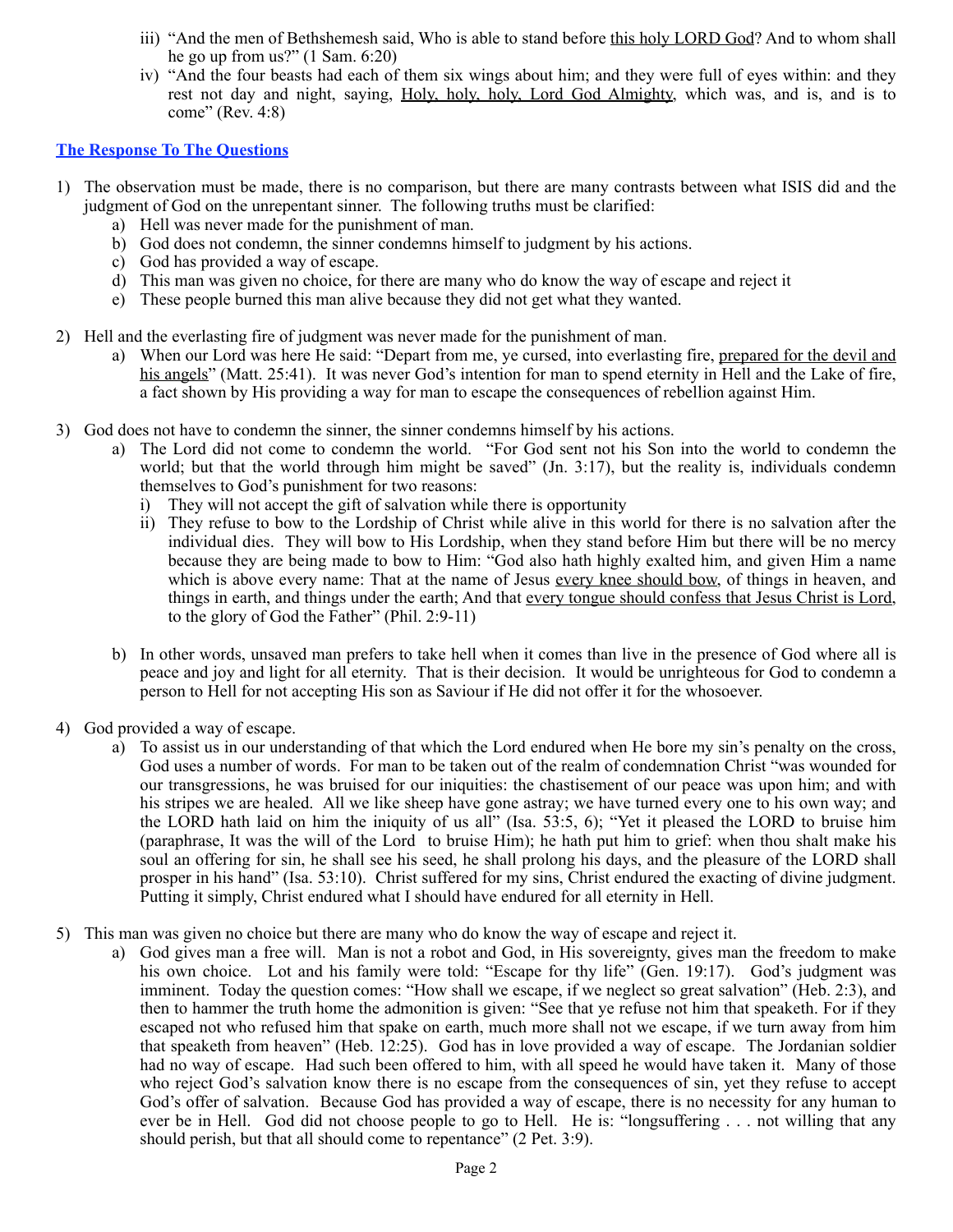iii) "And the men of Bethshemesh said, Who is able to stand before <u>this holy LORD God</u>? And to whom shall he go up from us?" (1 Sam. 6:20)

iv) "And the four beasts had each of them six wings about him; and they were full of eyes within: and they rest not day and night, saying, <u>Holy, holy, holy, Lord God Almighty</u>, which was, and is, and is to come" (Rev. 4:8)

## **<u>The Response To The Questions</u>**

1) The observation must be made, there is no comparison, but there are many contrasts between what ISIS did and the judgment of God on the unrepentant sinner. The following truths must be clarified:
   a) Hell was never made for the punishment of man.
   b) God does not condemn, the sinner condemns himself to judgment by his actions.
   c) God has provided a way of escape.
   d) This man was given no choice, for there are many who do know the way of escape and reject it
   e) These people burned this man alive because they did not get what they wanted.

2) Hell and the everlasting fire of judgment was never made for the punishment of man.
   a) When our Lord was here He said: "Depart from me, ye cursed, into everlasting fire, <u>prepared for the devil and his angels</u>" (Matt. 25:41). It was never God's intention for man to spend eternity in Hell and the Lake of fire, a fact shown by His providing a way for man to escape the consequences of rebellion against Him.

3) God does not have to condemn the sinner, the sinner condemns himself by his actions.
   a) The Lord did not come to condemn the world. "For God sent not his Son into the world to condemn the world; but that the world through him might be saved" (Jn. 3:17), but the reality is, individuals condemn themselves to God's punishment for two reasons:
      i) They will not accept the gift of salvation while there is opportunity
      ii) They refuse to bow to the Lordship of Christ while alive in this world for there is no salvation after the individual dies. They will bow to His Lordship, when they stand before Him but there will be no mercy because they are being made to bow to Him: "God also hath highly exalted him, and given Him a name which is above every name: That at the name of Jesus <u>every knee should bow</u>, of things in heaven, and things in earth, and things under the earth; And that <u>every tongue should confess that Jesus Christ is Lord</u>, to the glory of God the Father" (Phil. 2:9-11)

   b) In other words, unsaved man prefers to take hell when it comes than live in the presence of God where all is peace and joy and light for all eternity. That is their decision. It would be unrighteous for God to condemn a person to Hell for not accepting His son as Saviour if He did not offer it for the whosoever.

4) God provided a way of escape.
   a) To assist us in our understanding of that which the Lord endured when He bore my sin's penalty on the cross, God uses a number of words. For man to be taken out of the realm of condemnation Christ "was wounded for our transgressions, he was bruised for our iniquities: the chastisement of our peace was upon him; and with his stripes we are healed. All we like sheep have gone astray; we have turned every one to his own way; and the LORD hath laid on him the iniquity of us all" (Isa. 53:5, 6); "Yet it pleased the LORD to bruise him (paraphrase, It was the will of the Lord to bruise Him); he hath put him to grief: when thou shalt make his soul an offering for sin, he shall see his seed, he shall prolong his days, and the pleasure of the LORD shall prosper in his hand" (Isa. 53:10). Christ suffered for my sins, Christ endured the exacting of divine judgment. Putting it simply, Christ endured what I should have endured for all eternity in Hell.

5) This man was given no choice but there are many who do know the way of escape and reject it.
   a) God gives man a free will. Man is not a robot and God, in His sovereignty, gives man the freedom to make his own choice. Lot and his family were told: "Escape for thy life" (Gen. 19:17). God's judgment was imminent. Today the question comes: "How shall we escape, if we neglect so great salvation" (Heb. 2:3), and then to hammer the truth home the admonition is given: "See that ye refuse not him that speaketh. For if they escaped not who refused him that spake on earth, much more shall not we escape, if we turn away from him that speaketh from heaven" (Heb. 12:25). God has in love provided a way of escape. The Jordanian soldier had no way of escape. Had such been offered to him, with all speed he would have taken it. Many of those who reject God's salvation know there is no escape from the consequences of sin, yet they refuse to accept God's offer of salvation. Because God has provided a way of escape, there is no necessity for any human to ever be in Hell. God did not choose people to go to Hell. He is: "longsuffering . . . not willing that any should perish, but that all should come to repentance" (2 Pet. 3:9).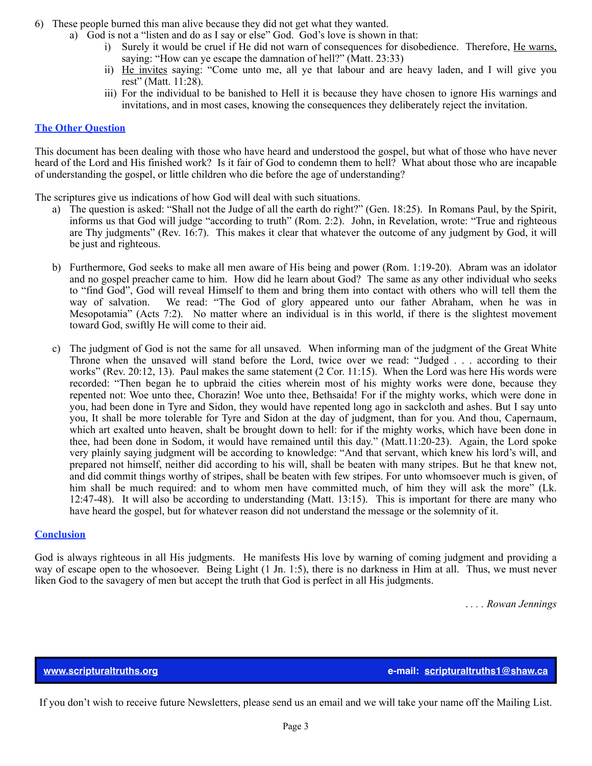6) These people burned this man alive because they did not get what they wanted.
   a) God is not a "listen and do as I say or else" God. God's love is shown in that:
      i) Surely it would be cruel if He did not warn of consequences for disobedience. Therefore, He warns, saying: "How can ye escape the damnation of hell?" (Matt. 23:33)
      ii) He invites saying: "Come unto me, all ye that labour and are heavy laden, and I will give you rest" (Matt. 11:28).
      iii) For the individual to be banished to Hell it is because they have chosen to ignore His warnings and invitations, and in most cases, knowing the consequences they deliberately reject the invitation.

## The Other Question

This document has been dealing with those who have heard and understood the gospel, but what of those who have never heard of the Lord and His finished work? Is it fair of God to condemn them to hell? What about those who are incapable of understanding the gospel, or little children who die before the age of understanding?

The scriptures give us indications of how God will deal with such situations.

a) The question is asked: "Shall not the Judge of all the earth do right?" (Gen. 18:25). In Romans Paul, by the Spirit, informs us that God will judge "according to truth" (Rom. 2:2). John, in Revelation, wrote: "True and righteous are Thy judgments" (Rev. 16:7). This makes it clear that whatever the outcome of any judgment by God, it will be just and righteous.

b) Furthermore, God seeks to make all men aware of His being and power (Rom. 1:19-20). Abram was an idolator and no gospel preacher came to him. How did he learn about God? The same as any other individual who seeks to "find God", God will reveal Himself to them and bring them into contact with others who will tell them the way of salvation. We read: "The God of glory appeared unto our father Abraham, when he was in Mesopotamia" (Acts 7:2). No matter where an individual is in this world, if there is the slightest movement toward God, swiftly He will come to their aid.

c) The judgment of God is not the same for all unsaved. When informing man of the judgment of the Great White Throne when the unsaved will stand before the Lord, twice over we read: "Judged . . . according to their works" (Rev. 20:12, 13). Paul makes the same statement (2 Cor. 11:15). When the Lord was here His words were recorded: "Then began he to upbraid the cities wherein most of his mighty works were done, because they repented not: Woe unto thee, Chorazin! Woe unto thee, Bethsaida! For if the mighty works, which were done in you, had been done in Tyre and Sidon, they would have repented long ago in sackcloth and ashes. But I say unto you, It shall be more tolerable for Tyre and Sidon at the day of judgment, than for you. And thou, Capernaum, which art exalted unto heaven, shalt be brought down to hell: for if the mighty works, which have been done in thee, had been done in Sodom, it would have remained until this day." (Matt.11:20-23). Again, the Lord spoke very plainly saying judgment will be according to knowledge: "And that servant, which knew his lord's will, and prepared not himself, neither did according to his will, shall be beaten with many stripes. But he that knew not, and did commit things worthy of stripes, shall be beaten with few stripes. For unto whomsoever much is given, of him shall be much required: and to whom men have committed much, of him they will ask the more" (Lk. 12:47-48). It will also be according to understanding (Matt. 13:15). This is important for there are many who have heard the gospel, but for whatever reason did not understand the message or the solemnity of it.

## Conclusion

God is always righteous in all His judgments. He manifests His love by warning of coming judgment and providing a way of escape open to the whosoever. Being Light (1 Jn. 1:5), there is no darkness in Him at all. Thus, we must never liken God to the savagery of men but accept the truth that God is perfect in all His judgments.

*. . . . Rowan Jennings*

**www.scripturaltruths.org** **e-mail: scripturaltruths1@shaw.ca**

If you don't wish to receive future Newsletters, please send us an email and we will take your name off the Mailing List.